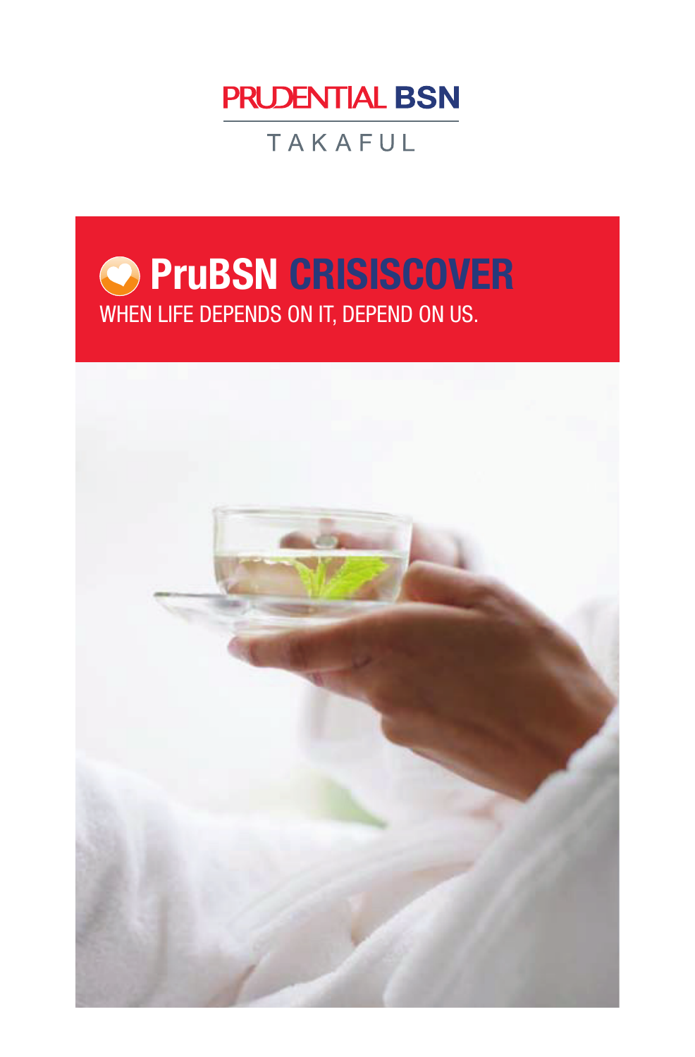PRUDENTIAL BSN

TAKAFUL

# PruBSN CRISISCOVER

WHEN LIFE DEPENDS ON IT, DEPEND ON US.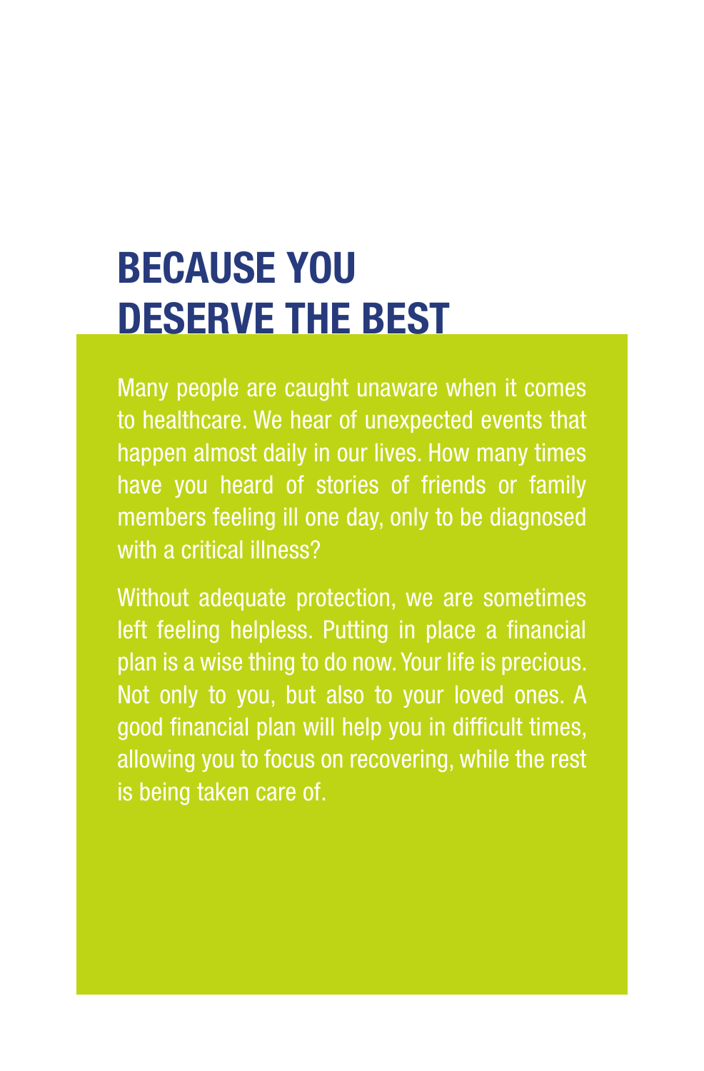# BECAUSE YOU DESERVE THE BEST

Many people are caught unaware when it comes to healthcare. We hear of unexpected events that happen almost daily in our lives. How many times have you heard of stories of friends or family members feeling ill one day, only to be diagnosed with a critical illness?

Without adequate protection, we are sometimes left feeling helpless. Putting in place a financial plan is a wise thing to do now. Your life is precious. Not only to you, but also to your loved ones. A good financial plan will help you in difficult times, allowing you to focus on recovering, while the rest is being taken care of.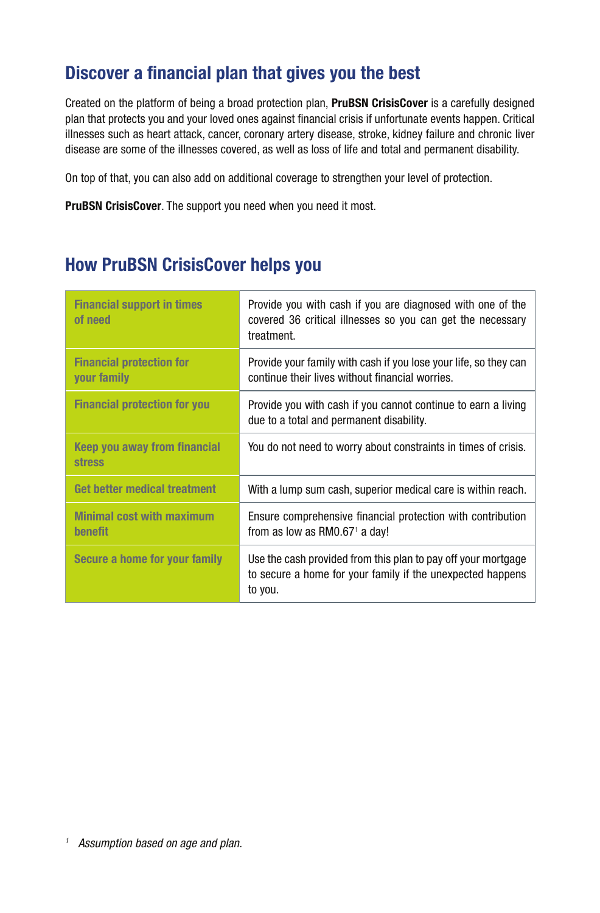## Discover a financial plan that gives you the best

Created on the platform of being a broad protection plan, **PruBSN CrisisCover** is a carefully designed plan that protects you and your loved ones against financial crisis if unfortunate events happen. Critical illnesses such as heart attack, cancer, coronary artery disease, stroke, kidney failure and chronic liver disease are some of the illnesses covered, as well as loss of life and total and permanent disability.

On top of that, you can also add on additional coverage to strengthen your level of protection.

**PruBSN CrisisCover**. The support you need when you need it most.

## How PruBSN CrisisCover helps you

| | |
|---|---|
| **Financial support in times of need** | Provide you with cash if you are diagnosed with one of the covered 36 critical illnesses so you can get the necessary treatment. |
| **Financial protection for your family** | Provide your family with cash if you lose your life, so they can continue their lives without financial worries. |
| **Financial protection for you** | Provide you with cash if you cannot continue to earn a living due to a total and permanent disability. |
| **Keep you away from financial stress** | You do not need to worry about constraints in times of crisis. |
| **Get better medical treatment** | With a lump sum cash, superior medical care is within reach. |
| **Minimal cost with maximum benefit** | Ensure comprehensive financial protection with contribution from as low as RM0.67[1] a day! |
| **Secure a home for your family** | Use the cash provided from this plan to pay off your mortgage to secure a home for your family if the unexpected happens to you. |

[1] *Assumption based on age and plan.*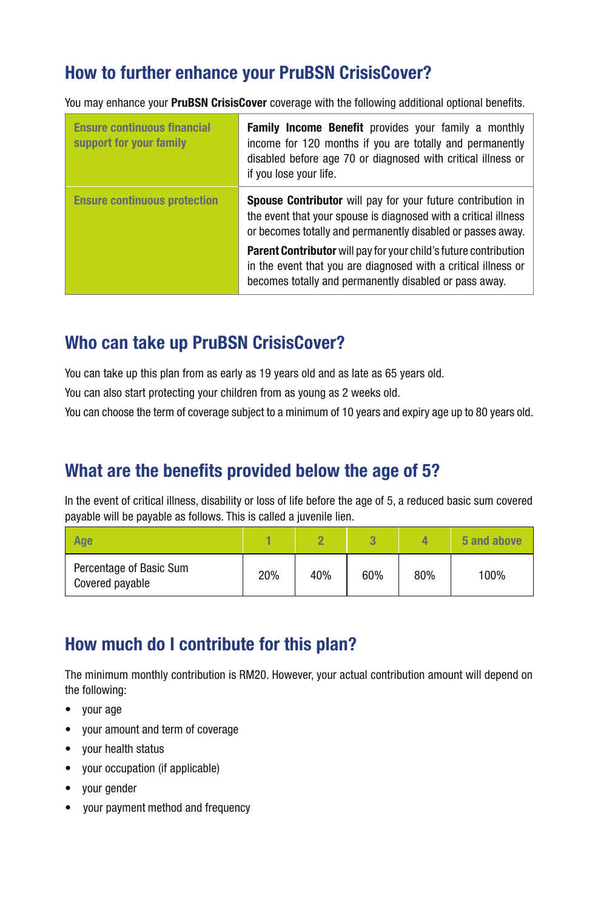## How to further enhance your PruBSN CrisisCover?

You may enhance your **PruBSN CrisisCover** coverage with the following additional optional benefits.

| | |
|---|---|
| **Ensure continuous financial support for your family** | **Family Income Benefit** provides your family a monthly income for 120 months if you are totally and permanently disabled before age 70 or diagnosed with critical illness or if you lose your life. |
| **Ensure continuous protection** | **Spouse Contributor** will pay for your future contribution in the event that your spouse is diagnosed with a critical illness or becomes totally and permanently disabled or passes away.<br><br>**Parent Contributor** will pay for your child's future contribution in the event that you are diagnosed with a critical illness or becomes totally and permanently disabled or pass away. |

## Who can take up PruBSN CrisisCover?

You can take up this plan from as early as 19 years old and as late as 65 years old.

You can also start protecting your children from as young as 2 weeks old.

You can choose the term of coverage subject to a minimum of 10 years and expiry age up to 80 years old.

## What are the benefits provided below the age of 5?

In the event of critical illness, disability or loss of life before the age of 5, a reduced basic sum covered payable will be payable as follows. This is called a juvenile lien.

| Age | 1 | 2 | 3 | 4 | 5 and above |
|---|---|---|---|---|---|
| Percentage of Basic Sum Covered payable | 20% | 40% | 60% | 80% | 100% |

## How much do I contribute for this plan?

The minimum monthly contribution is RM20. However, your actual contribution amount will depend on the following:

- your age
- your amount and term of coverage
- your health status
- your occupation (if applicable)
- your gender
- your payment method and frequency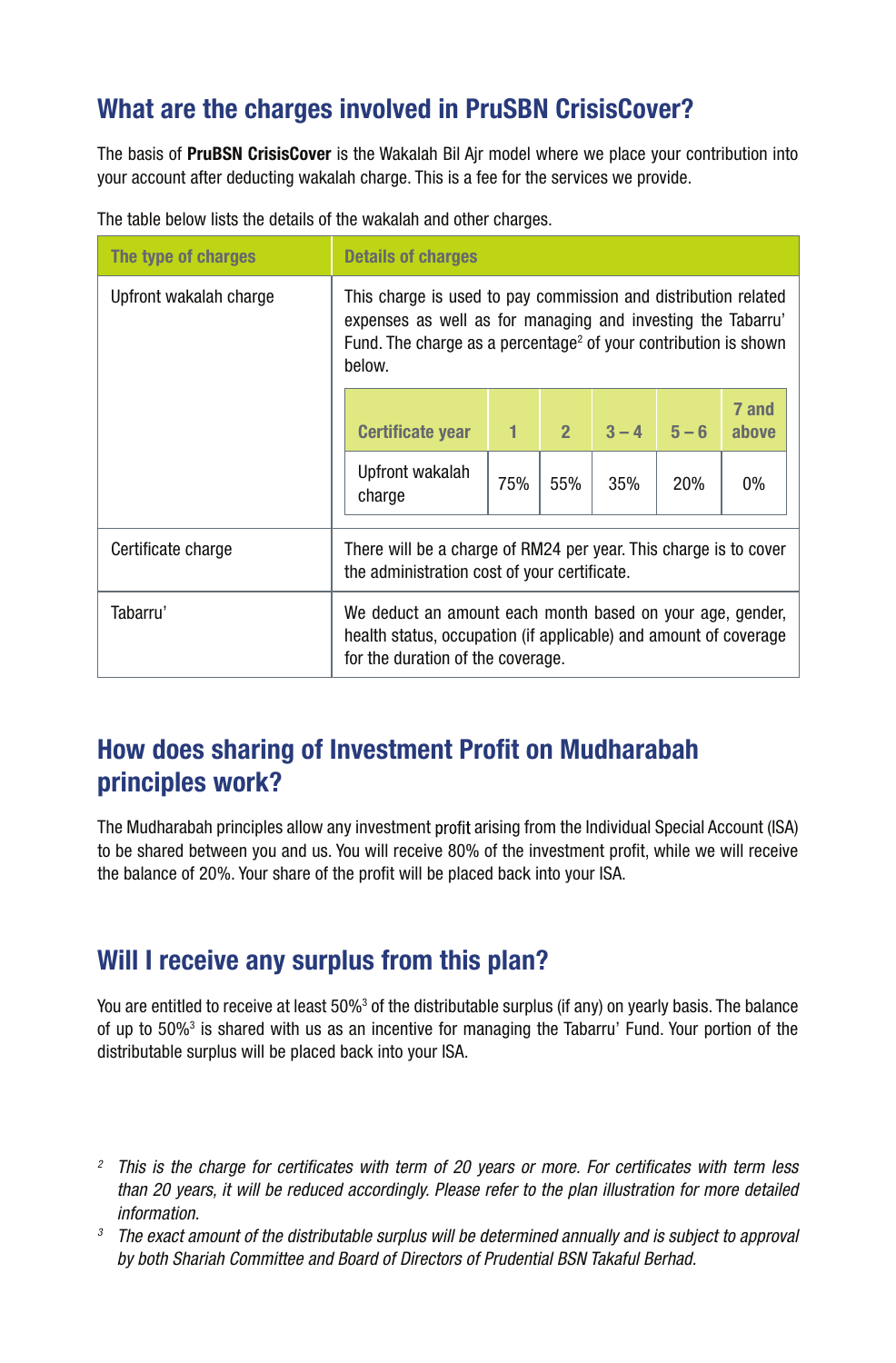## What are the charges involved in PruSBN CrisisCover?

The basis of **PruBSN CrisisCover** is the Wakalah Bil Ajr model where we place your contribution into your account after deducting wakalah charge. This is a fee for the services we provide.

The table below lists the details of the wakalah and other charges.

| The type of charges | Details of charges |
|---|---|
| Upfront wakalah charge | This charge is used to pay commission and distribution related expenses as well as for managing and investing the Tabarru' Fund. The charge as a percentage[2] of your contribution is shown below. |
| Certificate charge | There will be a charge of RM24 per year. This charge is to cover the administration cost of your certificate. |
| Tabarru' | We deduct an amount each month based on your age, gender, health status, occupation (if applicable) and amount of coverage for the duration of the coverage. |

| Certificate year | 1 | 2 | 3 – 4 | 5 – 6 | 7 and above |
|---|---|---|---|---|---|
| Upfront wakalah charge | 75% | 55% | 35% | 20% | 0% |

## How does sharing of Investment Profit on Mudharabah principles work?

The Mudharabah principles allow any investment profit arising from the Individual Special Account (ISA) to be shared between you and us. You will receive 80% of the investment profit, while we will receive the balance of 20%. Your share of the profit will be placed back into your ISA.

## Will I receive any surplus from this plan?

You are entitled to receive at least 50%[3] of the distributable surplus (if any) on yearly basis. The balance of up to 50%[3] is shared with us as an incentive for managing the Tabarru' Fund. Your portion of the distributable surplus will be placed back into your ISA.

[2] *This is the charge for certificates with term of 20 years or more. For certificates with term less than 20 years, it will be reduced accordingly. Please refer to the plan illustration for more detailed information.*

[3] *The exact amount of the distributable surplus will be determined annually and is subject to approval by both Shariah Committee and Board of Directors of Prudential BSN Takaful Berhad.*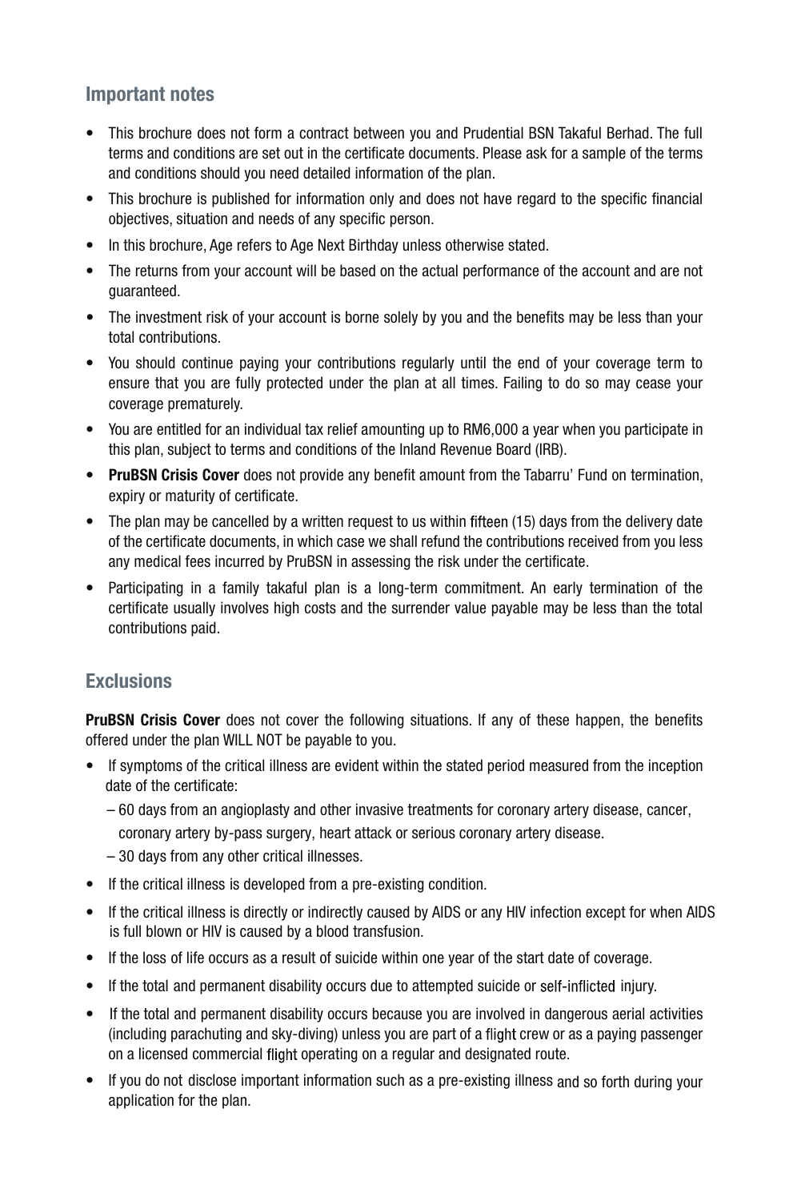## Important notes

- This brochure does not form a contract between you and Prudential BSN Takaful Berhad. The full terms and conditions are set out in the certificate documents. Please ask for a sample of the terms and conditions should you need detailed information of the plan.
- This brochure is published for information only and does not have regard to the specific financial objectives, situation and needs of any specific person.
- In this brochure, Age refers to Age Next Birthday unless otherwise stated.
- The returns from your account will be based on the actual performance of the account and are not guaranteed.
- The investment risk of your account is borne solely by you and the benefits may be less than your total contributions.
- You should continue paying your contributions regularly until the end of your coverage term to ensure that you are fully protected under the plan at all times. Failing to do so may cease your coverage prematurely.
- You are entitled for an individual tax relief amounting up to RM6,000 a year when you participate in this plan, subject to terms and conditions of the Inland Revenue Board (IRB).
- **PruBSN Crisis Cover** does not provide any benefit amount from the Tabarru' Fund on termination, expiry or maturity of certificate.
- The plan may be cancelled by a written request to us within fifteen (15) days from the delivery date of the certificate documents, in which case we shall refund the contributions received from you less any medical fees incurred by PruBSN in assessing the risk under the certificate.
- Participating in a family takaful plan is a long-term commitment. An early termination of the certificate usually involves high costs and the surrender value payable may be less than the total contributions paid.

## Exclusions

**PruBSN Crisis Cover** does not cover the following situations. If any of these happen, the benefits offered under the plan WILL NOT be payable to you.

- If symptoms of the critical illness are evident within the stated period measured from the inception date of the certificate:
  - 60 days from an angioplasty and other invasive treatments for coronary artery disease, cancer, coronary artery by-pass surgery, heart attack or serious coronary artery disease.
  - 30 days from any other critical illnesses.
- If the critical illness is developed from a pre-existing condition.
- If the critical illness is directly or indirectly caused by AIDS or any HIV infection except for when AIDS is full blown or HIV is caused by a blood transfusion.
- If the loss of life occurs as a result of suicide within one year of the start date of coverage.
- If the total and permanent disability occurs due to attempted suicide or self-inflicted injury.
- If the total and permanent disability occurs because you are involved in dangerous aerial activities (including parachuting and sky-diving) unless you are part of a flight crew or as a paying passenger on a licensed commercial flight operating on a regular and designated route.
- If you do not disclose important information such as a pre-existing illness and so forth during your application for the plan.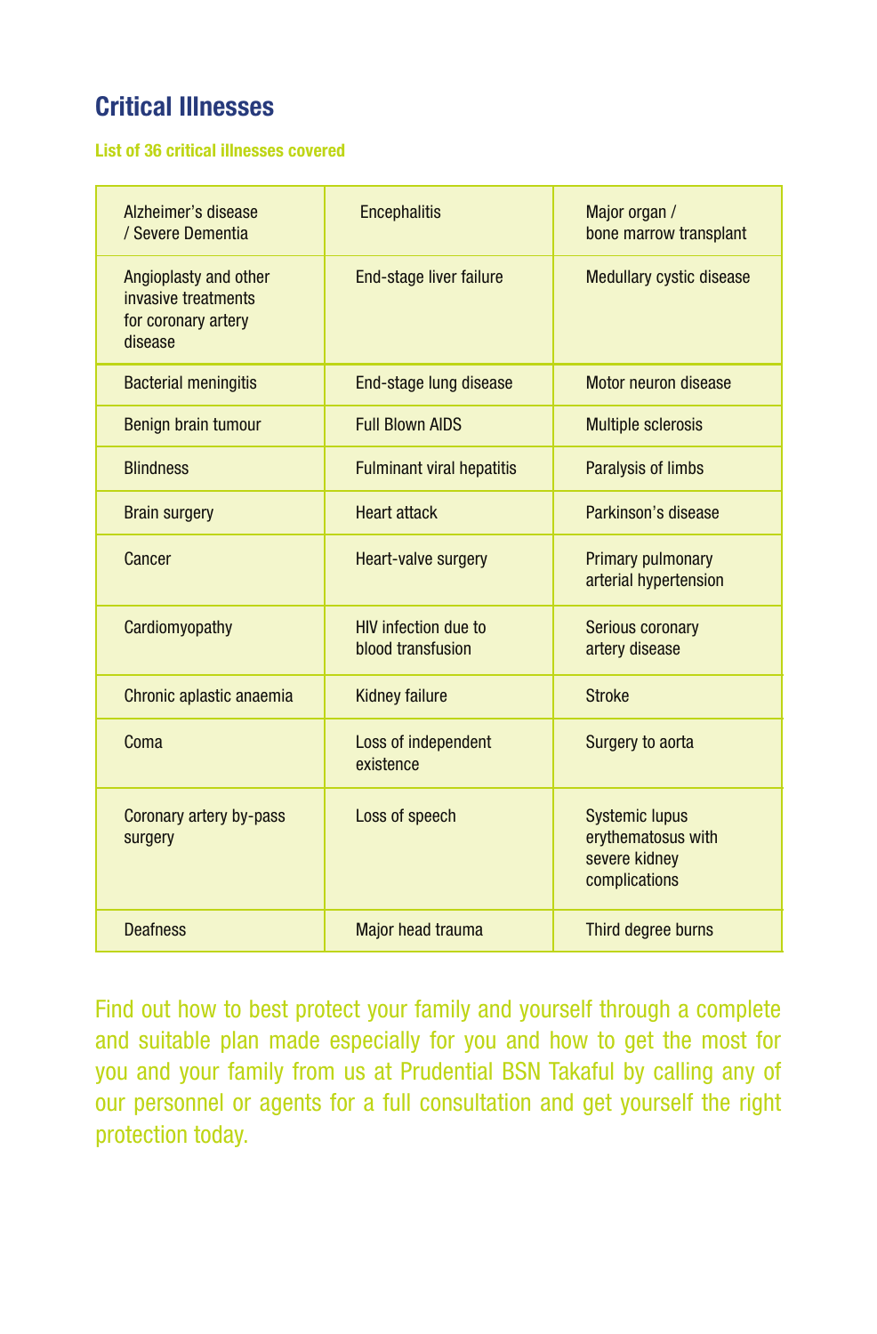## Critical Illnesses

**List of 36 critical illnesses covered**

| | | |
|---|---|---|
| Alzheimer's disease / Severe Dementia | Encephalitis | Major organ / bone marrow transplant |
| Angioplasty and other invasive treatments for coronary artery disease | End-stage liver failure | Medullary cystic disease |
| Bacterial meningitis | End-stage lung disease | Motor neuron disease |
| Benign brain tumour | Full Blown AIDS | Multiple sclerosis |
| Blindness | Fulminant viral hepatitis | Paralysis of limbs |
| Brain surgery | Heart attack | Parkinson's disease |
| Cancer | Heart-valve surgery | Primary pulmonary arterial hypertension |
| Cardiomyopathy | HIV infection due to blood transfusion | Serious coronary artery disease |
| Chronic aplastic anaemia | Kidney failure | Stroke |
| Coma | Loss of independent existence | Surgery to aorta |
| Coronary artery by-pass surgery | Loss of speech | Systemic lupus erythematosus with severe kidney complications |
| Deafness | Major head trauma | Third degree burns |

Find out how to best protect your family and yourself through a complete and suitable plan made especially for you and how to get the most for you and your family from us at Prudential BSN Takaful by calling any of our personnel or agents for a full consultation and get yourself the right protection today.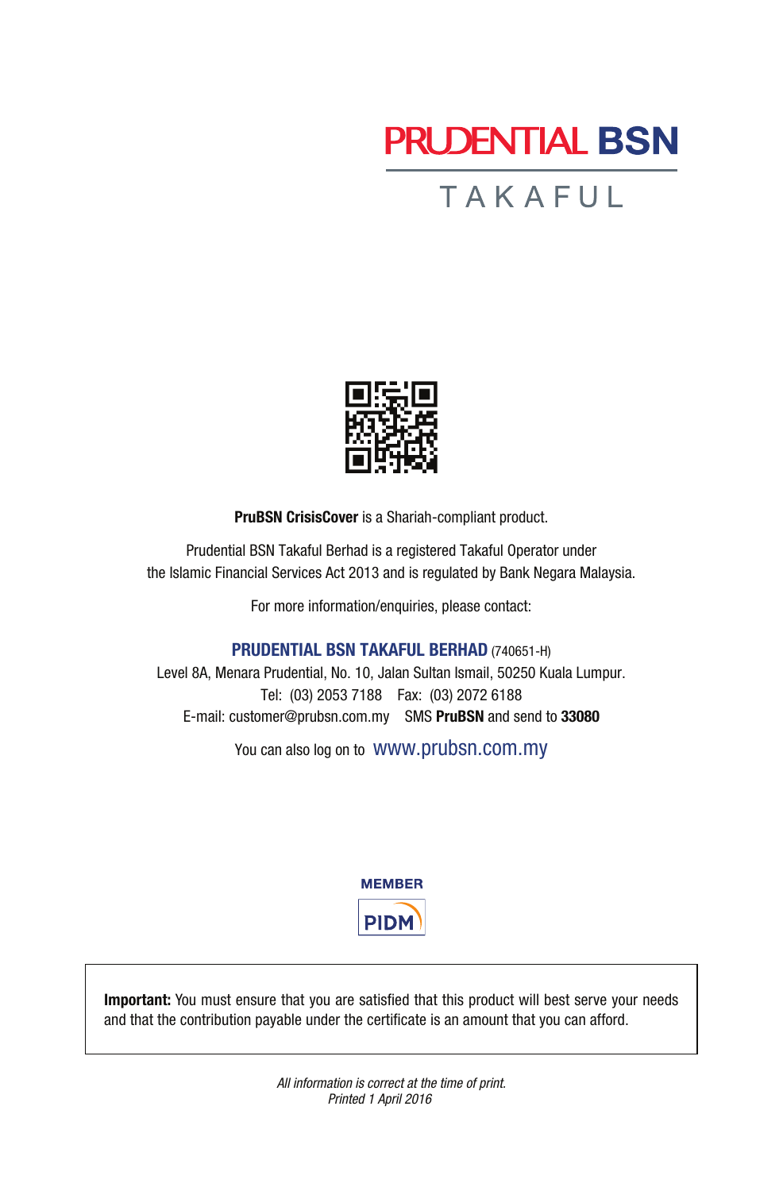PRUDENTIAL BSN

TAKAFUL

**PruBSN CrisisCover** is a Shariah-compliant product.

Prudential BSN Takaful Berhad is a registered Takaful Operator under the Islamic Financial Services Act 2013 and is regulated by Bank Negara Malaysia.

For more information/enquiries, please contact:

**PRUDENTIAL BSN TAKAFUL BERHAD** (740651-H)
Level 8A, Menara Prudential, No. 10, Jalan Sultan Ismail, 50250 Kuala Lumpur.
Tel: (03) 2053 7188 Fax: (03) 2072 6188
E-mail: customer@prubsn.com.my SMS **PruBSN** and send to **33080**

You can also log on to www.prubsn.com.my

MEMBER
PIDM

**Important:** You must ensure that you are satisfied that this product will best serve your needs and that the contribution payable under the certificate is an amount that you can afford.

*All information is correct at the time of print.*
*Printed 1 April 2016*